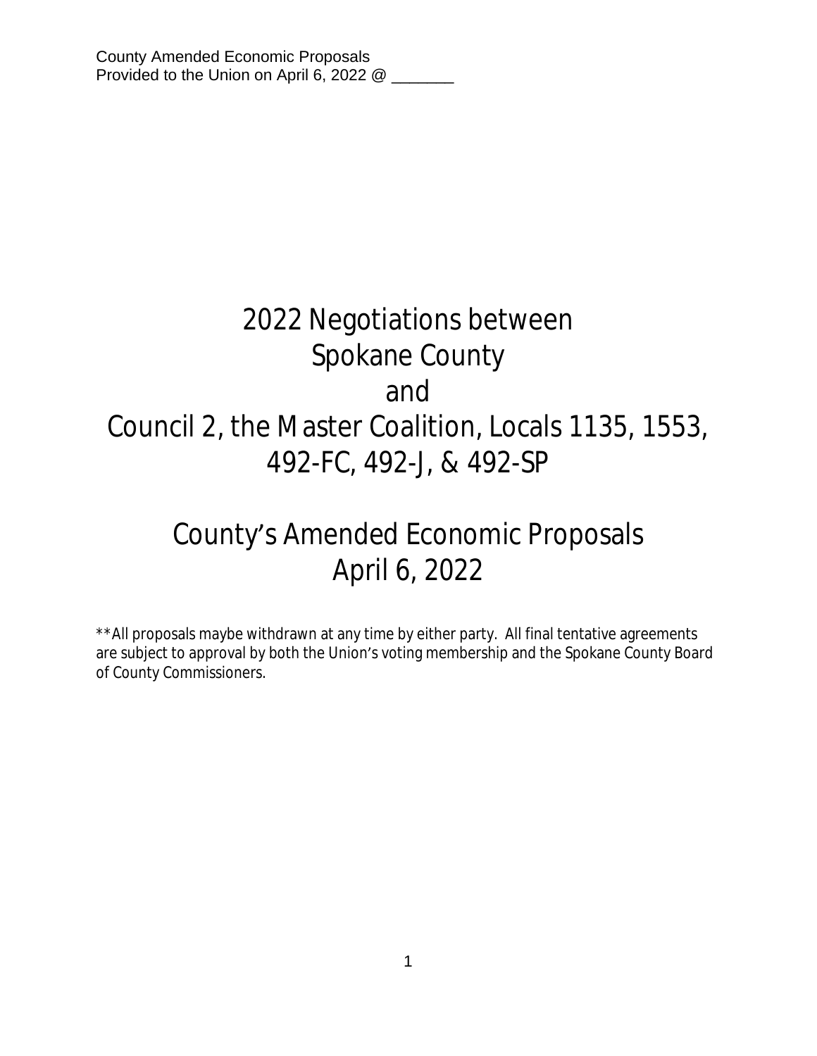# 2022 Negotiations between Spokane County and Council 2, the Master Coalition, Locals 1135, 1553, 492-FC, 492-J, & 492-SP

# County's Amended Economic Proposals April 6, 2022

**All proposals maybe withdrawn at any time by either party. All final tentative agreements are subject to approval by both the Union's voting membership and the Spokane County Board of County Commissioners.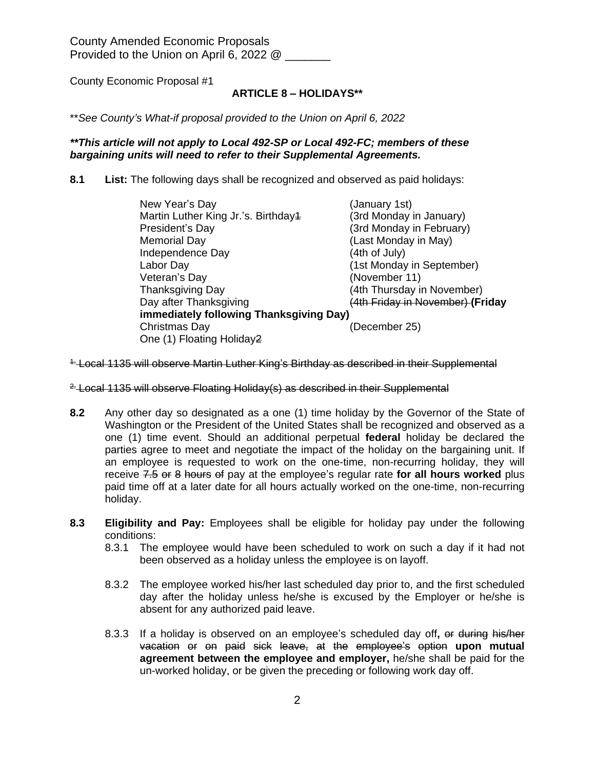County Amended Economic Proposals
Provided to the Union on April 6, 2022 @ _______

County Economic Proposal #1

**ARTICLE 8 – HOLIDAYS****

***See County's What-if proposal provided to the Union on April 6, 2022*

***\*This article will not apply to Local 492-SP or Local 492-FC; members of these bargaining units will need to refer to their Supplemental Agreements.***

**8.1** **List:** The following days shall be recognized and observed as paid holidays:

| | |
|---|---|
| New Year's Day | (January 1st) |
| Martin Luther King Jr.'s. Birthday~~1~~ | (3rd Monday in January) |
| President's Day | (3rd Monday in February) |
| Memorial Day | (Last Monday in May) |
| Independence Day | (4th of July) |
| Labor Day | (1st Monday in September) |
| Veteran's Day | (November 11) |
| Thanksgiving Day | (4th Thursday in November) |
| Day after Thanksgiving | ~~(4th Friday in November)~~ **(Friday immediately following Thanksgiving Day)** |
| Christmas Day | (December 25) |
| One (1) Floating Holiday~~2~~ | |

~~1. Local 1135 will observe Martin Luther King's Birthday as described in their Supplemental~~

~~2. Local 1135 will observe Floating Holiday(s) as described in their Supplemental~~

**8.2** Any other day so designated as a one (1) time holiday by the Governor of the State of Washington or the President of the United States shall be recognized and observed as a one (1) time event. Should an additional perpetual **federal** holiday be declared the parties agree to meet and negotiate the impact of the holiday on the bargaining unit. If an employee is requested to work on the one-time, non-recurring holiday, they will receive ~~7.5 or 8 hours of~~ pay at the employee's regular rate **for all hours worked** plus paid time off at a later date for all hours actually worked on the one-time, non-recurring holiday.

**8.3** **Eligibility and Pay:** Employees shall be eligible for holiday pay under the following conditions:

8.3.1 The employee would have been scheduled to work on such a day if it had not been observed as a holiday unless the employee is on layoff.

8.3.2 The employee worked his/her last scheduled day prior to, and the first scheduled day after the holiday unless he/she is excused by the Employer or he/she is absent for any authorized paid leave.

8.3.3 If a holiday is observed on an employee's scheduled day off**,** ~~or during his/her vacation or on paid sick leave, at the employee's option~~ **upon mutual agreement between the employee and employer,** he/she shall be paid for the un-worked holiday, or be given the preceding or following work day off.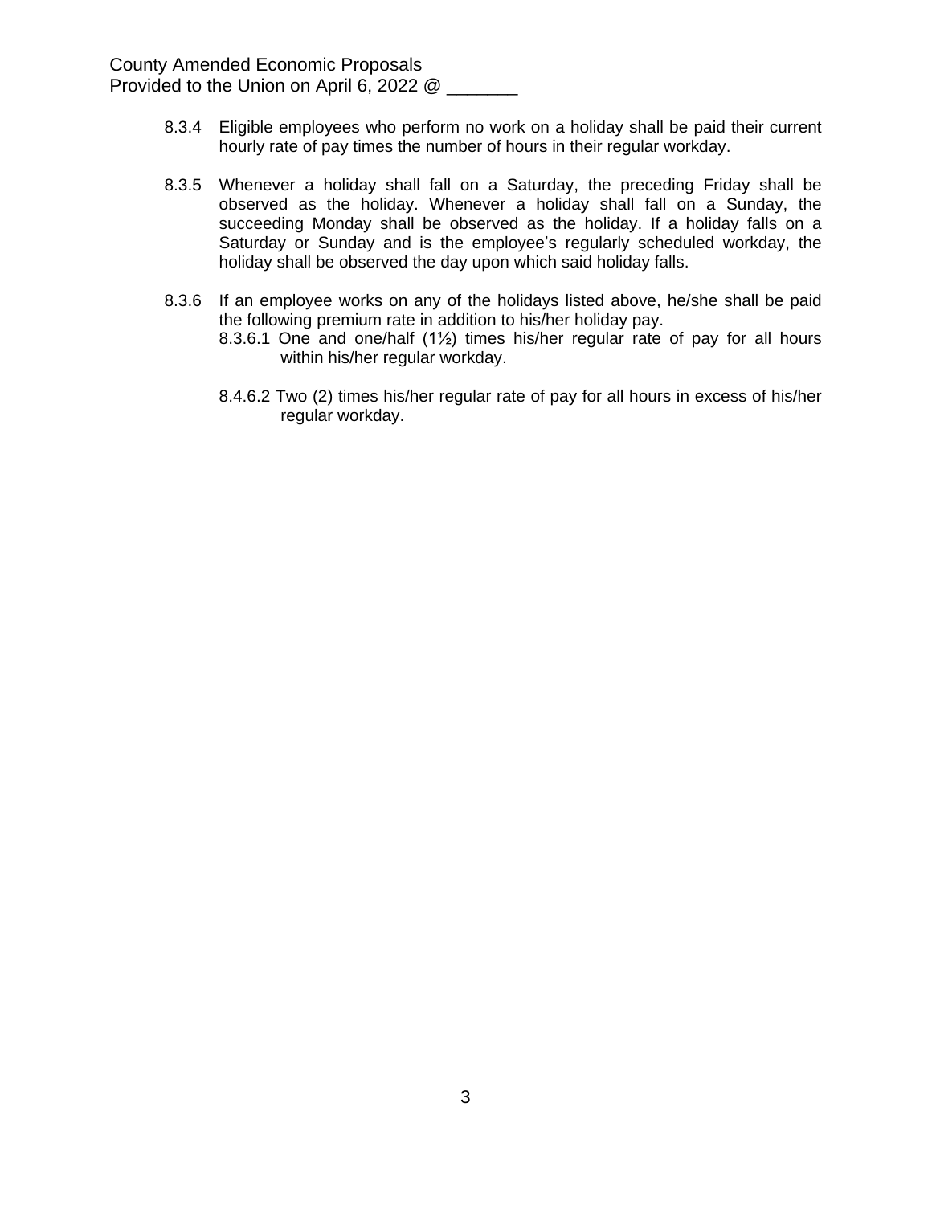8.3.4 Eligible employees who perform no work on a holiday shall be paid their current hourly rate of pay times the number of hours in their regular workday.

8.3.5 Whenever a holiday shall fall on a Saturday, the preceding Friday shall be observed as the holiday. Whenever a holiday shall fall on a Sunday, the succeeding Monday shall be observed as the holiday. If a holiday falls on a Saturday or Sunday and is the employee's regularly scheduled workday, the holiday shall be observed the day upon which said holiday falls.

8.3.6 If an employee works on any of the holidays listed above, he/she shall be paid the following premium rate in addition to his/her holiday pay.

8.3.6.1 One and one/half (1½) times his/her regular rate of pay for all hours within his/her regular workday.

8.4.6.2 Two (2) times his/her regular rate of pay for all hours in excess of his/her regular workday.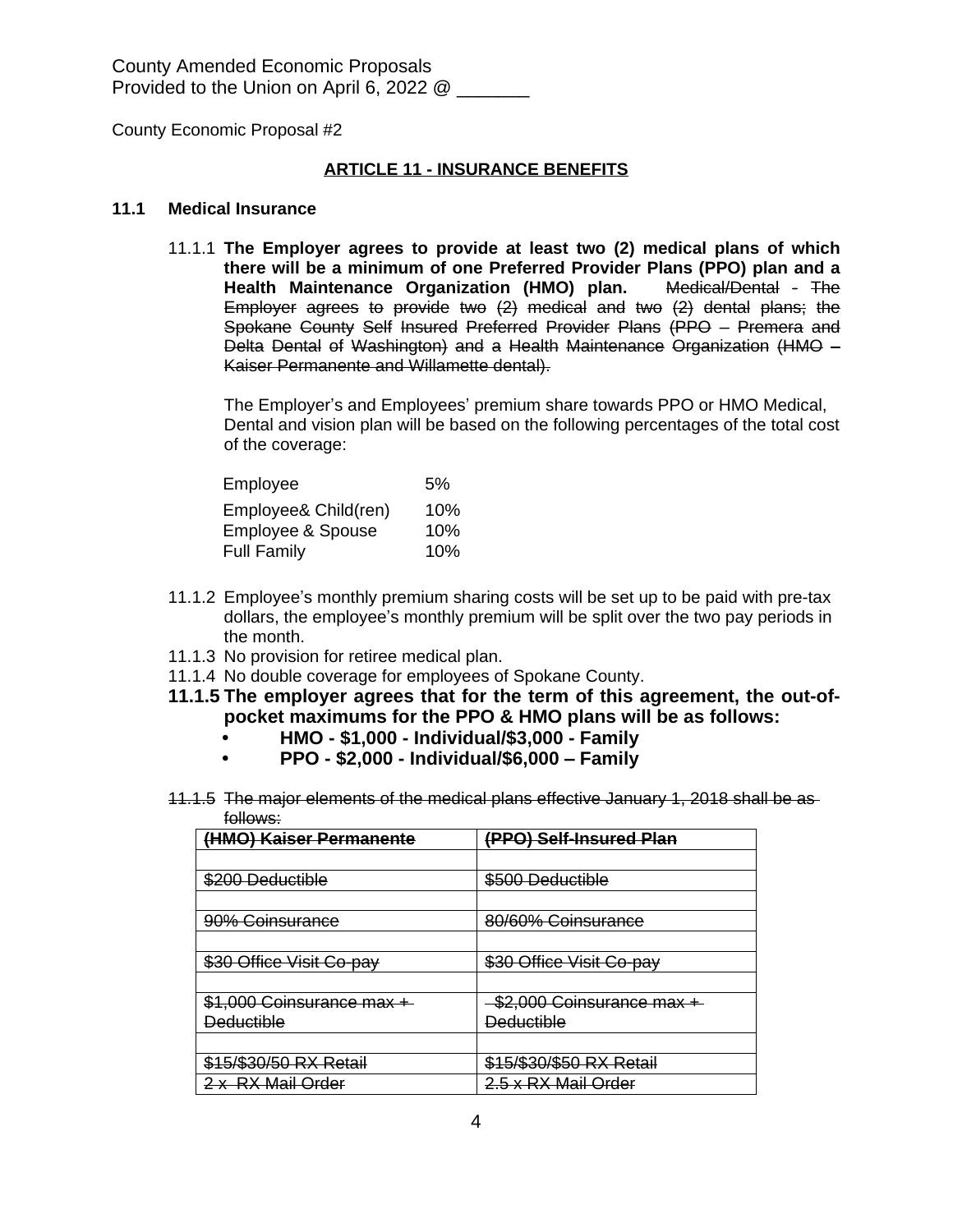County Amended Economic Proposals
Provided to the Union on April 6, 2022 @ _______

County Economic Proposal #2

## ARTICLE 11 - INSURANCE BENEFITS

**11.1 Medical Insurance**

11.1.1 **The Employer agrees to provide at least two (2) medical plans of which there will be a minimum of one Preferred Provider Plans (PPO) plan and a Health Maintenance Organization (HMO) plan.** ~~Medical/Dental - The Employer agrees to provide two (2) medical and two (2) dental plans; the Spokane County Self Insured Preferred Provider Plans (PPO – Premera and Delta Dental of Washington) and a Health Maintenance Organization (HMO – Kaiser Permanente and Willamette dental).~~

The Employer's and Employees' premium share towards PPO or HMO Medical, Dental and vision plan will be based on the following percentages of the total cost of the coverage:

| | |
|---|---|
| Employee | 5% |
| Employee& Child(ren) | 10% |
| Employee & Spouse | 10% |
| Full Family | 10% |

11.1.2 Employee's monthly premium sharing costs will be set up to be paid with pre-tax dollars, the employee's monthly premium will be split over the two pay periods in the month.

11.1.3 No provision for retiree medical plan.

11.1.4 No double coverage for employees of Spokane County.

**11.1.5 The employer agrees that for the term of this agreement, the out-of-pocket maximums for the PPO & HMO plans will be as follows:**

- **HMO - $1,000 - Individual/$3,000 - Family**
- **PPO - $2,000 - Individual/$6,000 – Family**

~~11.1.5 The major elements of the medical plans effective January 1, 2018 shall be as follows:~~

| ~~(HMO) Kaiser Permanente~~ | ~~(PPO) Self-Insured Plan~~ |
|---|---|
| | |
| ~~$200 Deductible~~ | ~~$500 Deductible~~ |
| | |
| ~~90% Coinsurance~~ | ~~80/60% Coinsurance~~ |
| | |
| ~~$30 Office Visit Co-pay~~ | ~~$30 Office Visit Co-pay~~ |
| | |
| ~~$1,000 Coinsurance max + Deductible~~ | ~~$2,000 Coinsurance max + Deductible~~ |
| | |
| ~~$15/$30/50 RX Retail~~ | ~~$15/$30/$50 RX Retail~~ |
| ~~2 x RX Mail Order~~ | ~~2.5 x RX Mail Order~~ |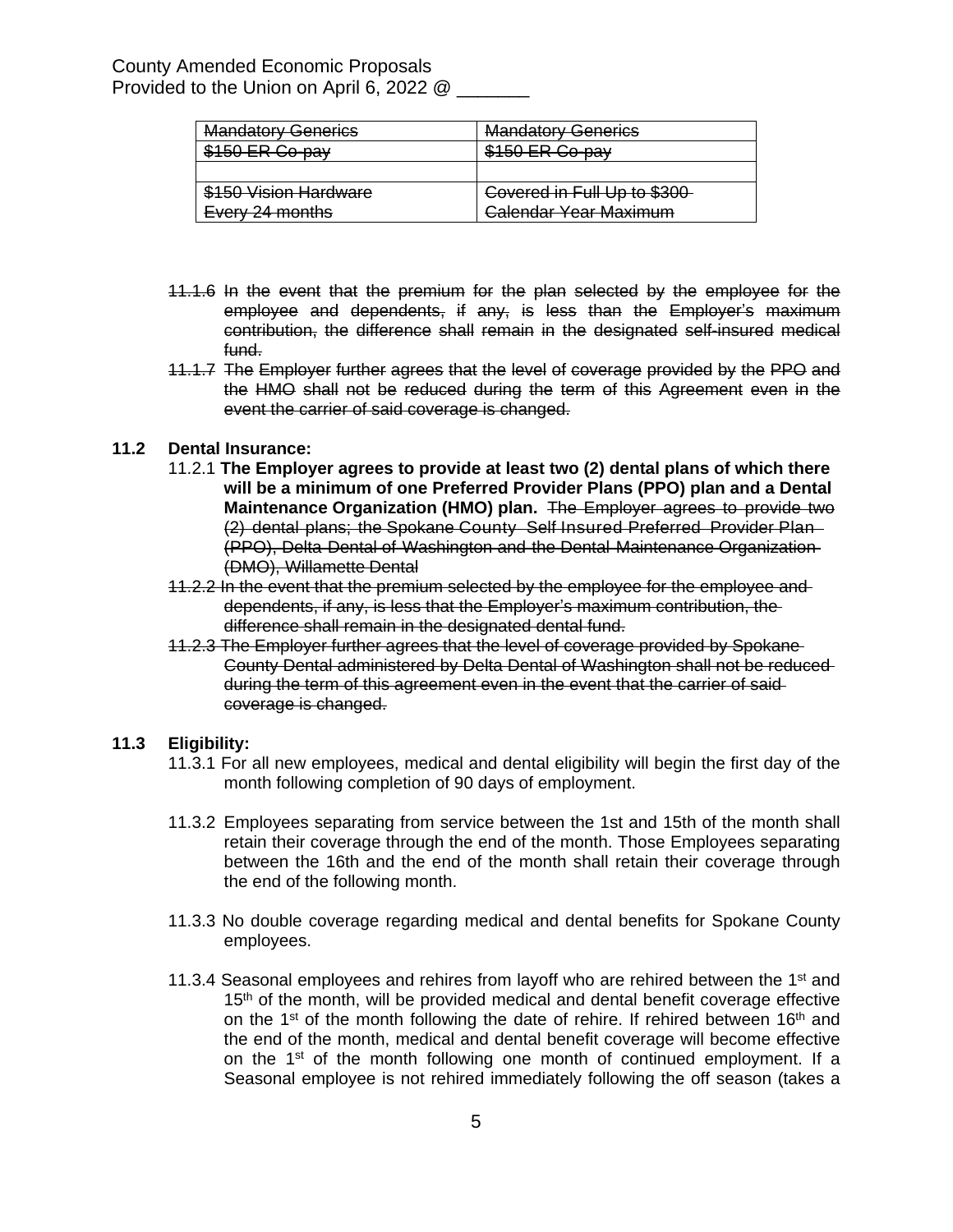County Amended Economic Proposals
Provided to the Union on April 6, 2022 @ _______

| | |
|---|---|
| ~~Mandatory Generics~~ | ~~Mandatory Generics~~ |
| ~~$150 ER Co-pay~~ | ~~$150 ER Co-pay~~ |
| | |
| ~~$150 Vision Hardware Every 24 months~~ | ~~Covered in Full Up to $300 Calendar Year Maximum~~ |

~~11.1.6 In the event that the premium for the plan selected by the employee for the employee and dependents, if any, is less than the Employer's maximum contribution, the difference shall remain in the designated self-insured medical fund.~~

~~11.1.7 The Employer further agrees that the level of coverage provided by the PPO and the HMO shall not be reduced during the term of this Agreement even in the event the carrier of said coverage is changed.~~

**11.2 Dental Insurance:**

11.2.1 **The Employer agrees to provide at least two (2) dental plans of which there will be a minimum of one Preferred Provider Plans (PPO) plan and a Dental Maintenance Organization (HMO) plan.** ~~The Employer agrees to provide two (2) dental plans; the Spokane County Self Insured Preferred Provider Plan (PPO), Delta Dental of Washington and the Dental Maintenance Organization (DMO), Willamette Dental~~

~~11.2.2 In the event that the premium selected by the employee for the employee and dependents, if any, is less that the Employer's maximum contribution, the difference shall remain in the designated dental fund.~~

~~11.2.3 The Employer further agrees that the level of coverage provided by Spokane County Dental administered by Delta Dental of Washington shall not be reduced during the term of this agreement even in the event that the carrier of said coverage is changed.~~

**11.3 Eligibility:**

11.3.1 For all new employees, medical and dental eligibility will begin the first day of the month following completion of 90 days of employment.

11.3.2 Employees separating from service between the 1st and 15th of the month shall retain their coverage through the end of the month. Those Employees separating between the 16th and the end of the month shall retain their coverage through the end of the following month.

11.3.3 No double coverage regarding medical and dental benefits for Spokane County employees.

11.3.4 Seasonal employees and rehires from layoff who are rehired between the 1st and 15th of the month, will be provided medical and dental benefit coverage effective on the 1st of the month following the date of rehire. If rehired between 16th and the end of the month, medical and dental benefit coverage will become effective on the 1st of the month following one month of continued employment. If a Seasonal employee is not rehired immediately following the off season (takes a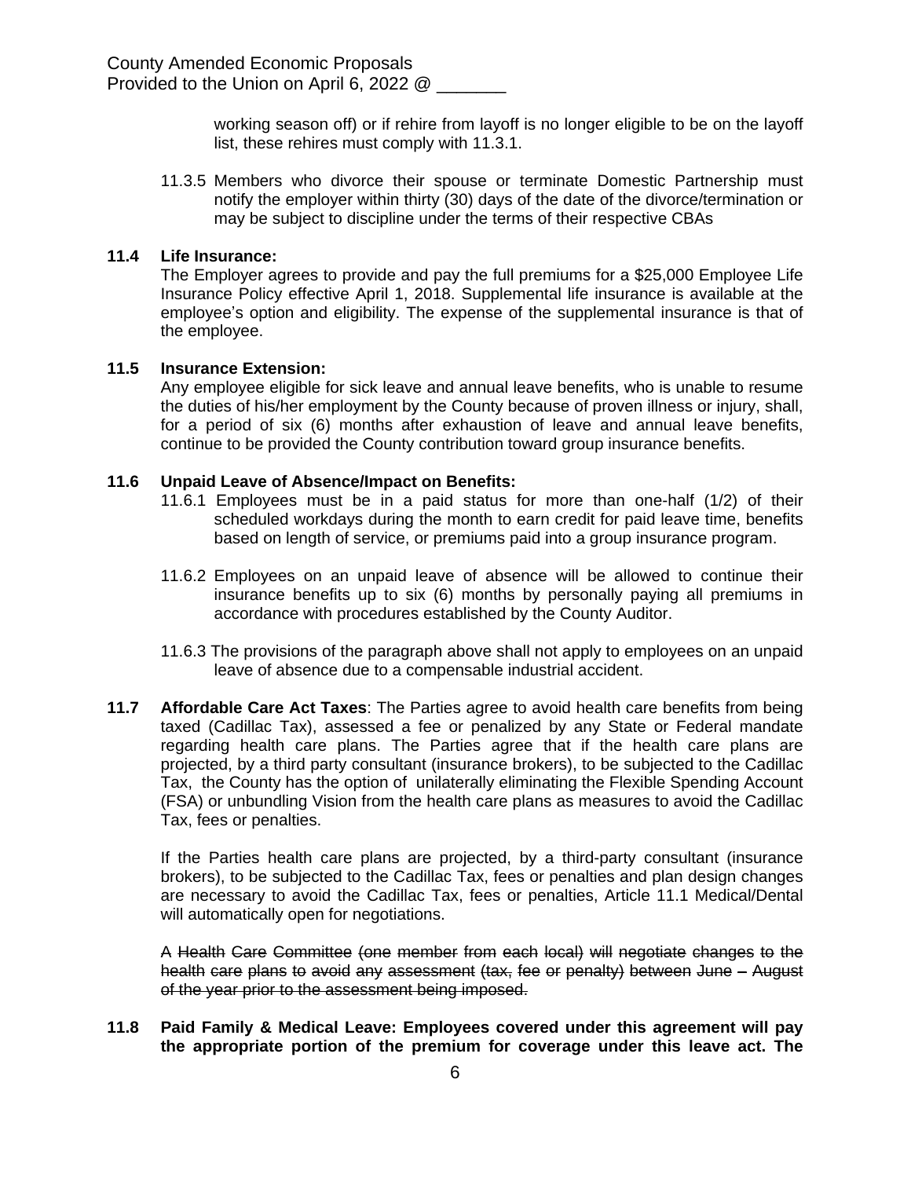working season off) or if rehire from layoff is no longer eligible to be on the layoff list, these rehires must comply with 11.3.1.

11.3.5 Members who divorce their spouse or terminate Domestic Partnership must notify the employer within thirty (30) days of the date of the divorce/termination or may be subject to discipline under the terms of their respective CBAs

**11.4 Life Insurance:**

The Employer agrees to provide and pay the full premiums for a $25,000 Employee Life Insurance Policy effective April 1, 2018. Supplemental life insurance is available at the employee's option and eligibility. The expense of the supplemental insurance is that of the employee.

**11.5 Insurance Extension:**

Any employee eligible for sick leave and annual leave benefits, who is unable to resume the duties of his/her employment by the County because of proven illness or injury, shall, for a period of six (6) months after exhaustion of leave and annual leave benefits, continue to be provided the County contribution toward group insurance benefits.

**11.6 Unpaid Leave of Absence/Impact on Benefits:**

11.6.1 Employees must be in a paid status for more than one-half (1/2) of their scheduled workdays during the month to earn credit for paid leave time, benefits based on length of service, or premiums paid into a group insurance program.

11.6.2 Employees on an unpaid leave of absence will be allowed to continue their insurance benefits up to six (6) months by personally paying all premiums in accordance with procedures established by the County Auditor.

11.6.3 The provisions of the paragraph above shall not apply to employees on an unpaid leave of absence due to a compensable industrial accident.

**11.7 Affordable Care Act Taxes**: The Parties agree to avoid health care benefits from being taxed (Cadillac Tax), assessed a fee or penalized by any State or Federal mandate regarding health care plans. The Parties agree that if the health care plans are projected, by a third party consultant (insurance brokers), to be subjected to the Cadillac Tax, the County has the option of unilaterally eliminating the Flexible Spending Account (FSA) or unbundling Vision from the health care plans as measures to avoid the Cadillac Tax, fees or penalties.

If the Parties health care plans are projected, by a third-party consultant (insurance brokers), to be subjected to the Cadillac Tax, fees or penalties and plan design changes are necessary to avoid the Cadillac Tax, fees or penalties, Article 11.1 Medical/Dental will automatically open for negotiations.

A ~~Health Care Committee (one member from each local) will negotiate changes to the health care plans to avoid any assessment (tax, fee or penalty) between June – August of the year prior to the assessment being imposed.~~

**11.8 Paid Family & Medical Leave: Employees covered under this agreement will pay the appropriate portion of the premium for coverage under this leave act. The**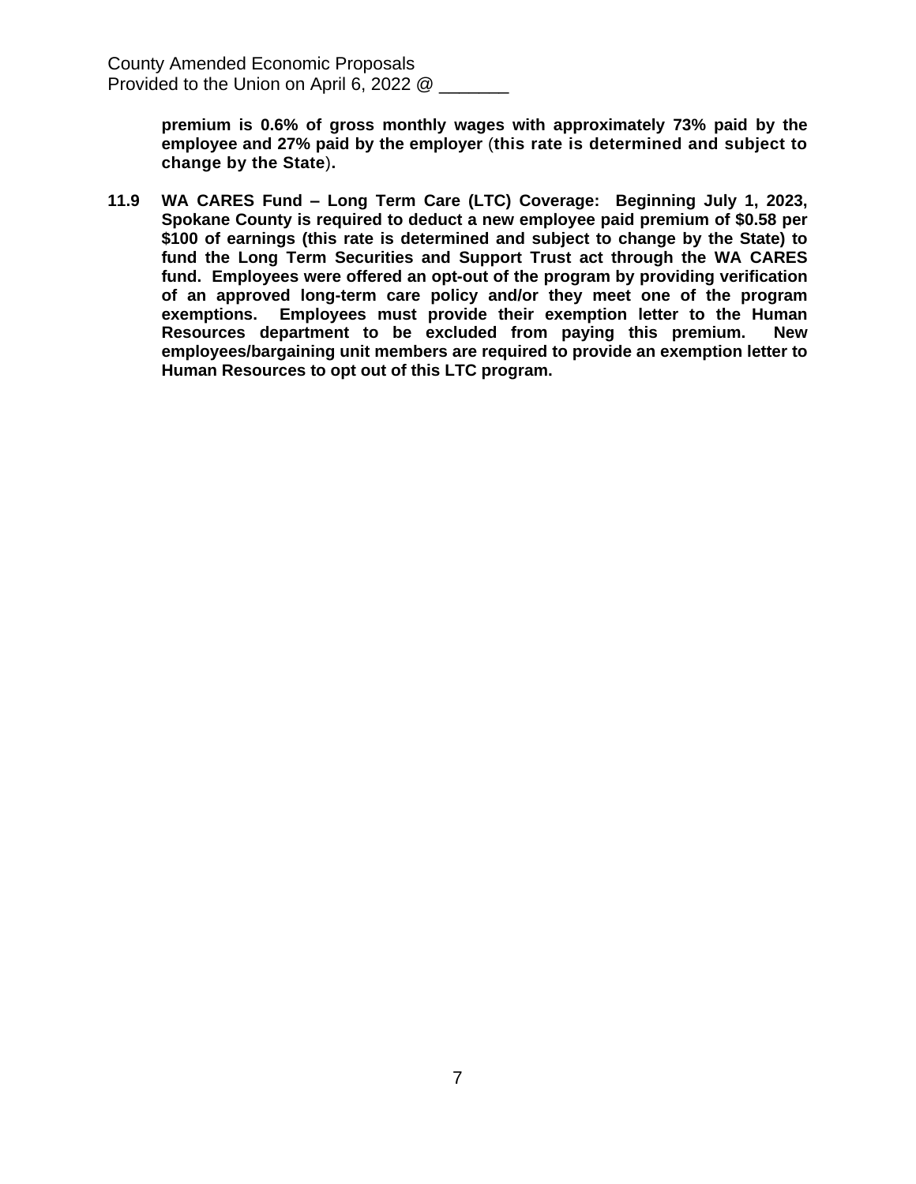**premium is 0.6% of gross monthly wages with approximately 73% paid by the employee and 27% paid by the employer (this rate is determined and subject to change by the State).**

**11.9 WA CARES Fund – Long Term Care (LTC) Coverage: Beginning July 1, 2023, Spokane County is required to deduct a new employee paid premium of $0.58 per $100 of earnings (this rate is determined and subject to change by the State) to fund the Long Term Securities and Support Trust act through the WA CARES fund. Employees were offered an opt-out of the program by providing verification of an approved long-term care policy and/or they meet one of the program exemptions. Employees must provide their exemption letter to the Human Resources department to be excluded from paying this premium. New employees/bargaining unit members are required to provide an exemption letter to Human Resources to opt out of this LTC program.**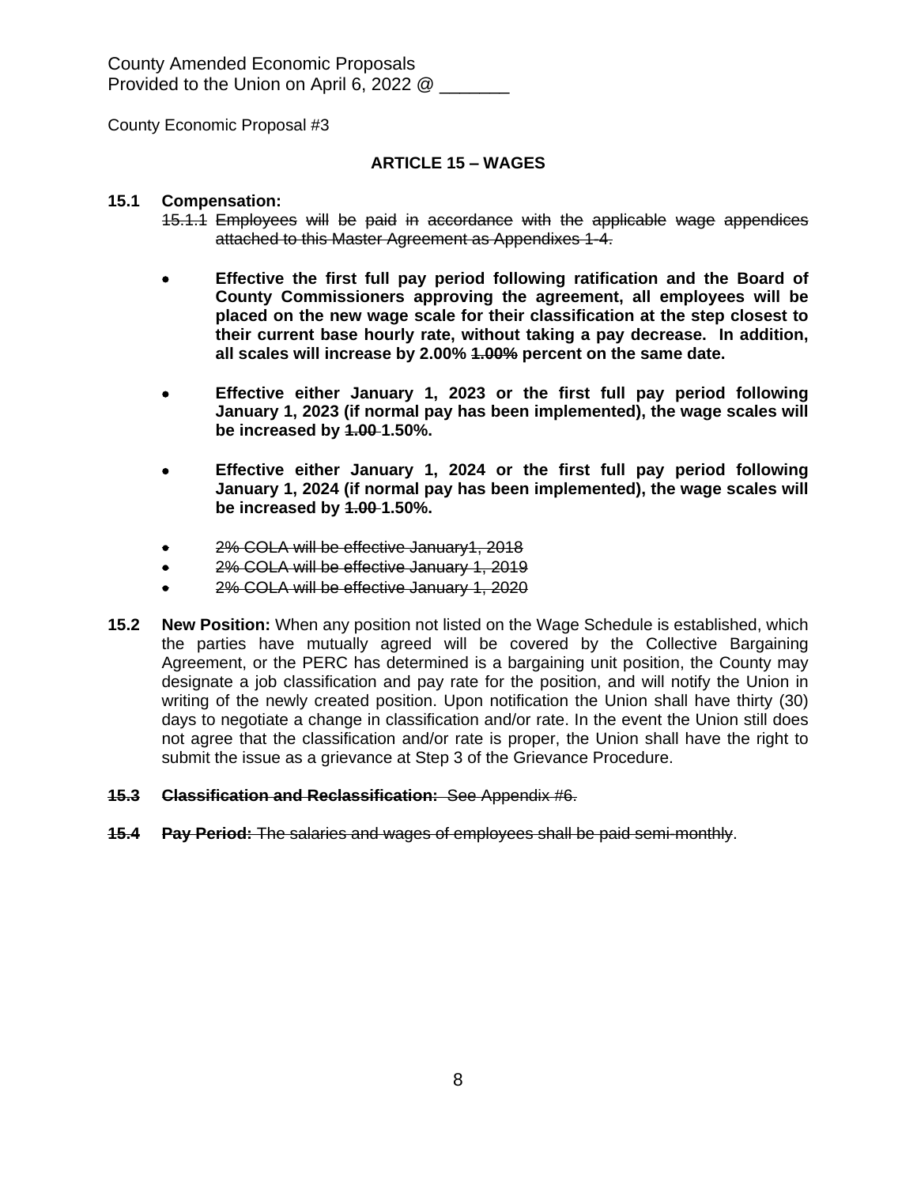County Amended Economic Proposals
Provided to the Union on April 6, 2022 @ _______

County Economic Proposal #3

## ARTICLE 15 – WAGES

**15.1 Compensation:**

~~15.1.1 Employees will be paid in accordance with the applicable wage appendices attached to this Master Agreement as Appendixes 1-4.~~

- **Effective the first full pay period following ratification and the Board of County Commissioners approving the agreement, all employees will be placed on the new wage scale for their classification at the step closest to their current base hourly rate, without taking a pay decrease. In addition, all scales will increase by 2.00% ~~1.00%~~ percent on the same date.**

- **Effective either January 1, 2023 or the first full pay period following January 1, 2023 (if normal pay has been implemented), the wage scales will be increased by ~~1.00~~ 1.50%.**

- **Effective either January 1, 2024 or the first full pay period following January 1, 2024 (if normal pay has been implemented), the wage scales will be increased by ~~1.00~~ 1.50%.**

- ~~2% COLA will be effective January1, 2018~~
- ~~2% COLA will be effective January 1, 2019~~
- ~~2% COLA will be effective January 1, 2020~~

**15.2 New Position:** When any position not listed on the Wage Schedule is established, which the parties have mutually agreed will be covered by the Collective Bargaining Agreement, or the PERC has determined is a bargaining unit position, the County may designate a job classification and pay rate for the position, and will notify the Union in writing of the newly created position. Upon notification the Union shall have thirty (30) days to negotiate a change in classification and/or rate. In the event the Union still does not agree that the classification and/or rate is proper, the Union shall have the right to submit the issue as a grievance at Step 3 of the Grievance Procedure.

~~**15.3 Classification and Reclassification:** See Appendix #6.~~

~~**15.4 Pay Period:** The salaries and wages of employees shall be paid semi-monthly~~.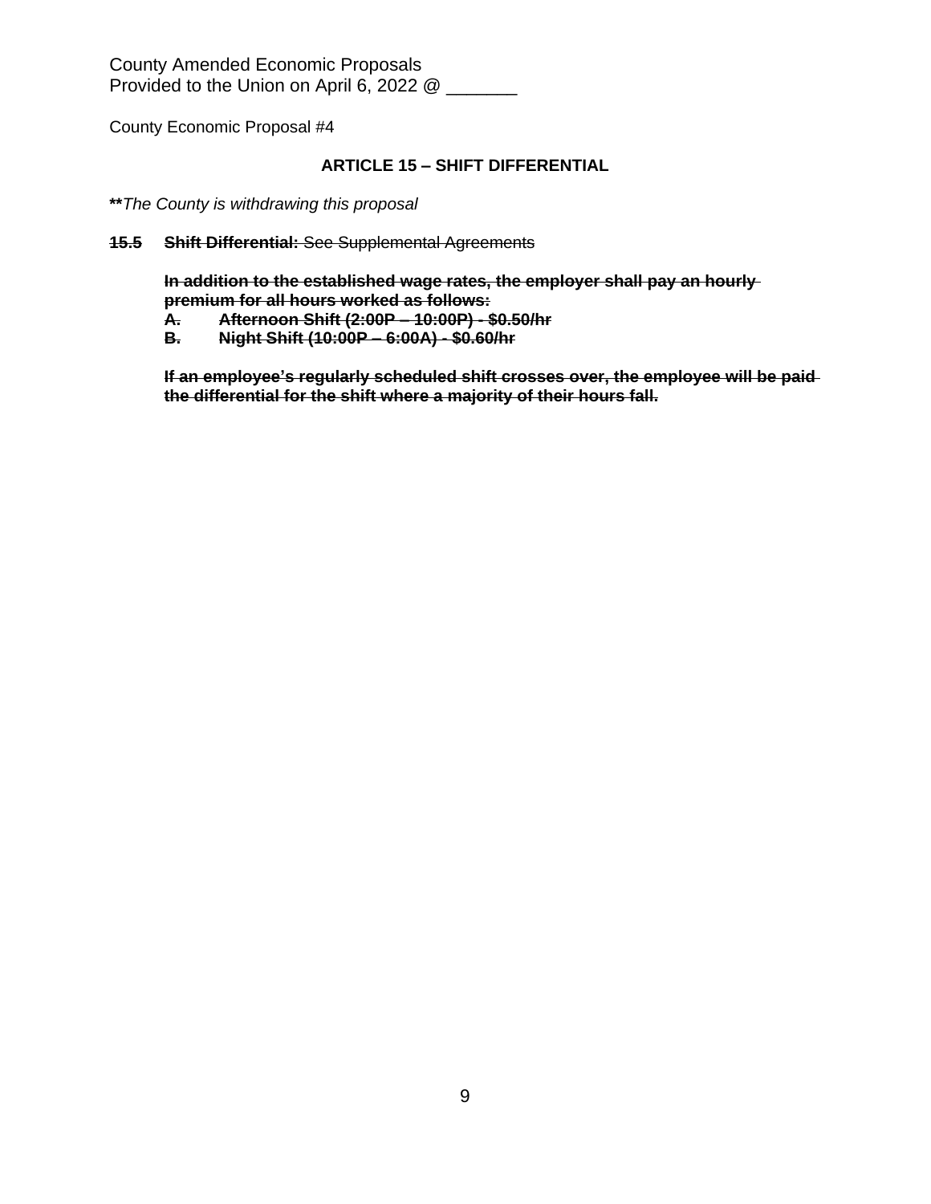County Amended Economic Proposals
Provided to the Union on April 6, 2022 @ _______

County Economic Proposal #4

## ARTICLE 15 – SHIFT DIFFERENTIAL

****The County is withdrawing this proposal***

~~**15.5 Shift Differential:** See Supplemental Agreements~~

~~**In addition to the established wage rates, the employer shall pay an hourly premium for all hours worked as follows:**~~

~~**A. Afternoon Shift (2:00P – 10:00P) - $0.50/hr**~~

~~**B. Night Shift (10:00P – 6:00A) - $0.60/hr**~~

~~**If an employee's regularly scheduled shift crosses over, the employee will be paid the differential for the shift where a majority of their hours fall.**~~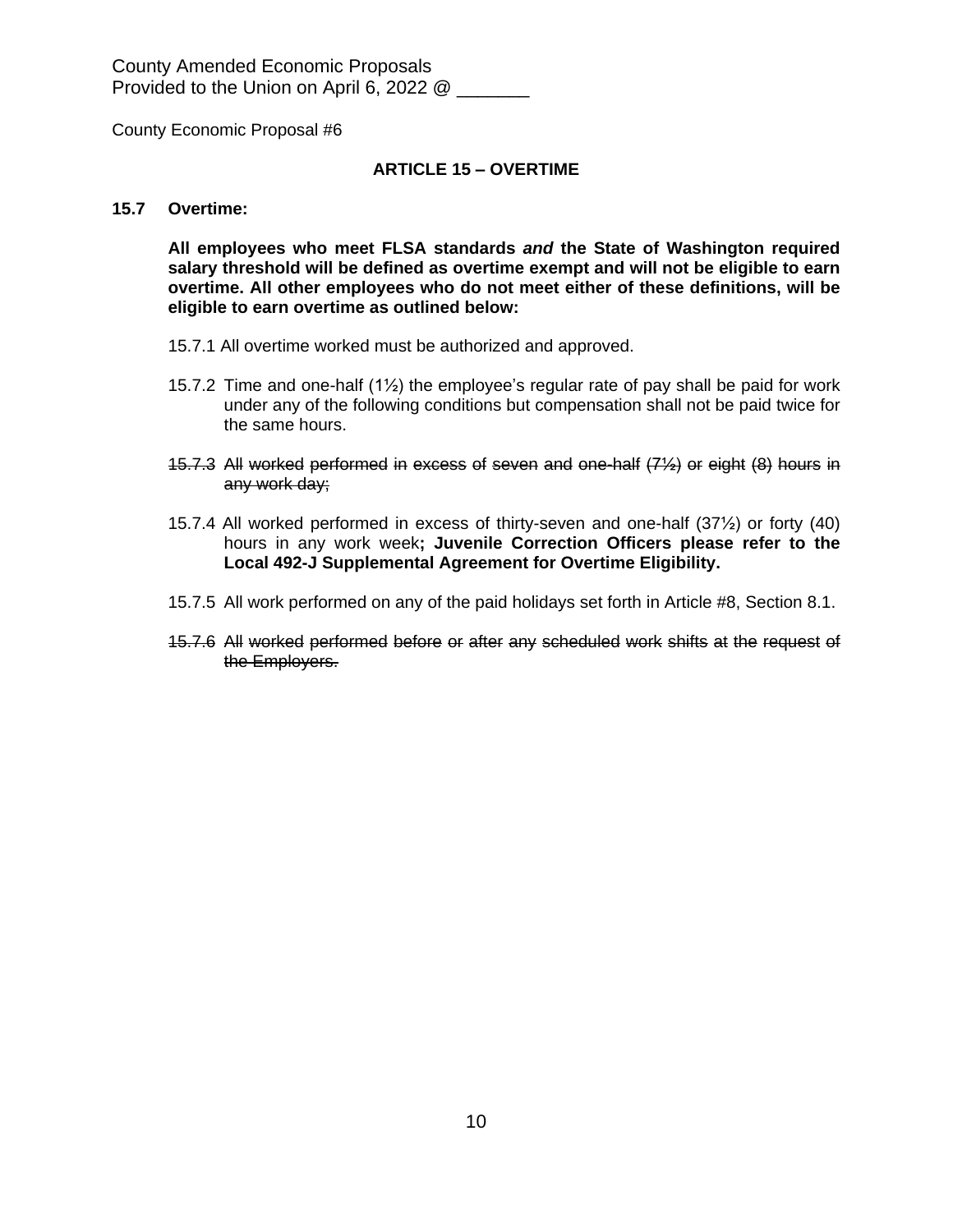County Amended Economic Proposals
Provided to the Union on April 6, 2022 @ _______

County Economic Proposal #6

## ARTICLE 15 – OVERTIME

**15.7 Overtime:**

**All employees who meet FLSA standards *and* the State of Washington required salary threshold will be defined as overtime exempt and will not be eligible to earn overtime. All other employees who do not meet either of these definitions, will be eligible to earn overtime as outlined below:**

15.7.1 All overtime worked must be authorized and approved.

15.7.2 Time and one-half (1½) the employee's regular rate of pay shall be paid for work under any of the following conditions but compensation shall not be paid twice for the same hours.

~~15.7.3 All worked performed in excess of seven and one-half (7½) or eight (8) hours in any work day;~~

15.7.4 All worked performed in excess of thirty-seven and one-half (37½) or forty (40) hours in any work week**; Juvenile Correction Officers please refer to the Local 492-J Supplemental Agreement for Overtime Eligibility.**

15.7.5 All work performed on any of the paid holidays set forth in Article #8, Section 8.1.

~~15.7.6 All worked performed before or after any scheduled work shifts at the request of the Employers.~~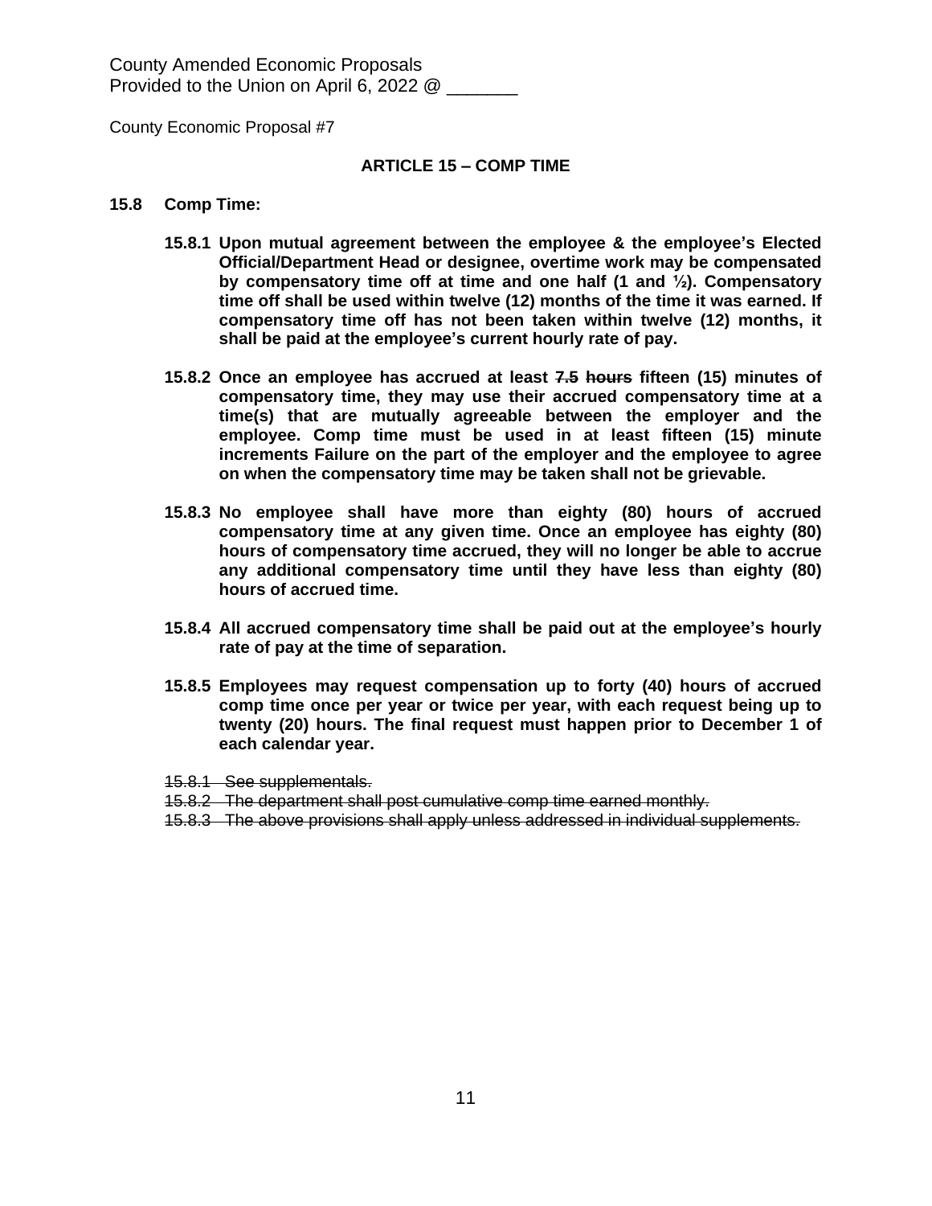County Amended Economic Proposals
Provided to the Union on April 6, 2022 @ _______

County Economic Proposal #7

**ARTICLE 15 – COMP TIME**

**15.8 Comp Time:**

**15.8.1 Upon mutual agreement between the employee & the employee's Elected Official/Department Head or designee, overtime work may be compensated by compensatory time off at time and one half (1 and ½). Compensatory time off shall be used within twelve (12) months of the time it was earned. If compensatory time off has not been taken within twelve (12) months, it shall be paid at the employee's current hourly rate of pay.**

**15.8.2 Once an employee has accrued at least ~~7.5 hours~~ fifteen (15) minutes of compensatory time, they may use their accrued compensatory time at a time(s) that are mutually agreeable between the employer and the employee. Comp time must be used in at least fifteen (15) minute increments Failure on the part of the employer and the employee to agree on when the compensatory time may be taken shall not be grievable.**

**15.8.3 No employee shall have more than eighty (80) hours of accrued compensatory time at any given time. Once an employee has eighty (80) hours of compensatory time accrued, they will no longer be able to accrue any additional compensatory time until they have less than eighty (80) hours of accrued time.**

**15.8.4 All accrued compensatory time shall be paid out at the employee's hourly rate of pay at the time of separation.**

**15.8.5 Employees may request compensation up to forty (40) hours of accrued comp time once per year or twice per year, with each request being up to twenty (20) hours. The final request must happen prior to December 1 of each calendar year.**

~~15.8.1 See supplementals.~~

~~15.8.2 The department shall post cumulative comp time earned monthly.~~

~~15.8.3 The above provisions shall apply unless addressed in individual supplements.~~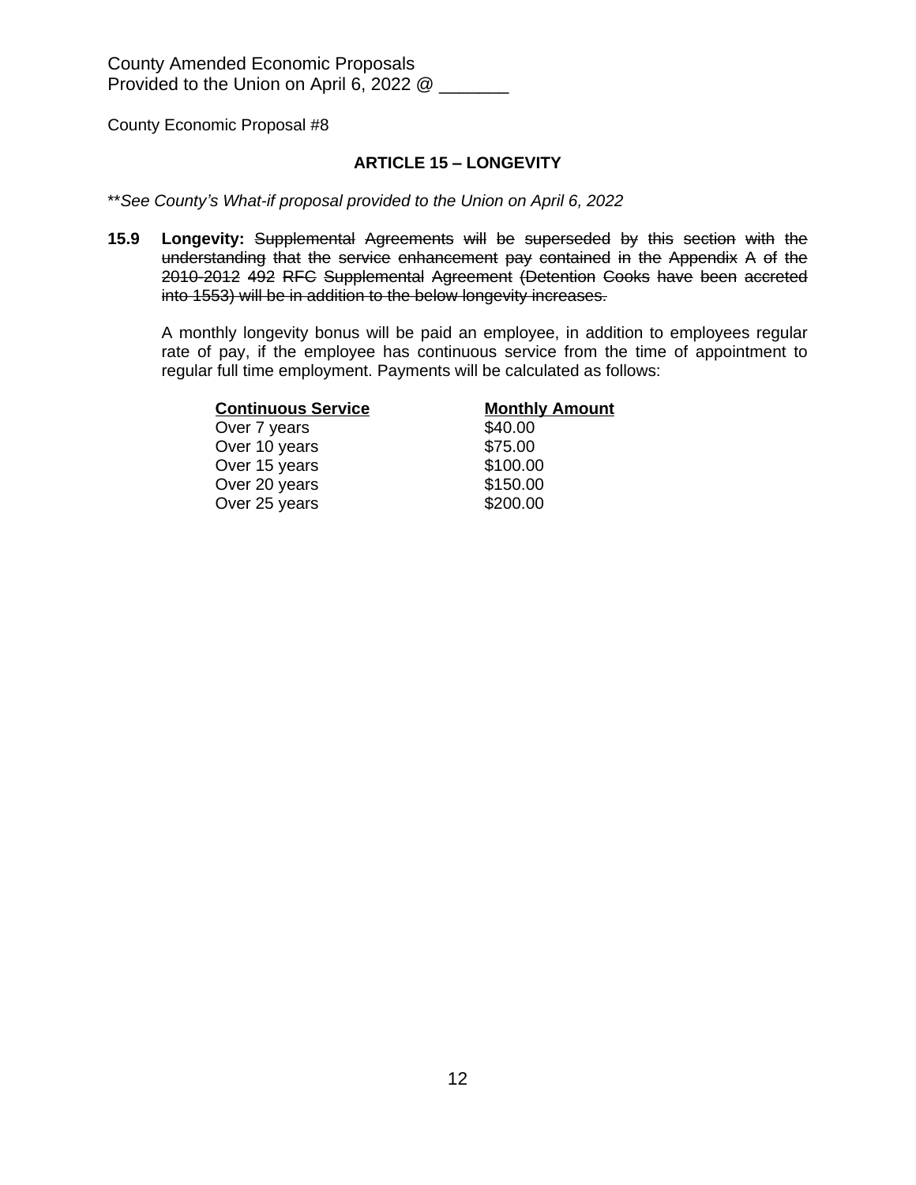County Amended Economic Proposals
Provided to the Union on April 6, 2022 @ _______

County Economic Proposal #8

### ARTICLE 15 – LONGEVITY

***See County's What-if proposal provided to the Union on April 6, 2022*

**15.9 Longevity:** ~~Supplemental Agreements will be superseded by this section with the understanding that the service enhancement pay contained in the Appendix A of the 2010-2012 492 RFC Supplemental Agreement (Detention Cooks have been accreted into 1553) will be in addition to the below longevity increases.~~

A monthly longevity bonus will be paid an employee, in addition to employees regular rate of pay, if the employee has continuous service from the time of appointment to regular full time employment. Payments will be calculated as follows:

| Continuous Service | Monthly Amount |
| --- | --- |
| Over 7 years | $40.00 |
| Over 10 years | $75.00 |
| Over 15 years | $100.00 |
| Over 20 years | $150.00 |
| Over 25 years | $200.00 |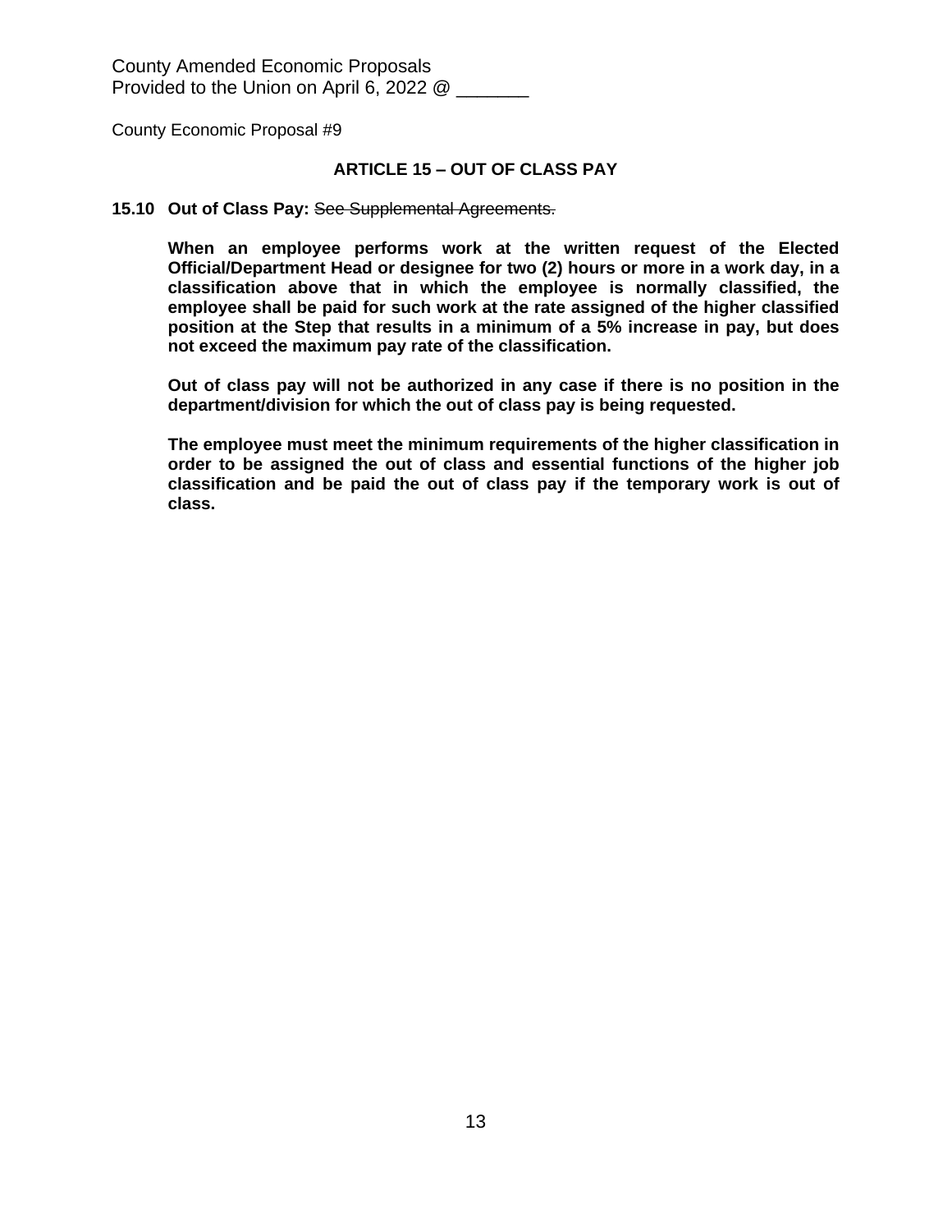County Amended Economic Proposals
Provided to the Union on April 6, 2022 @ _______

County Economic Proposal #9

## ARTICLE 15 – OUT OF CLASS PAY

**15.10 Out of Class Pay:** ~~See Supplemental Agreements.~~

**When an employee performs work at the written request of the Elected Official/Department Head or designee for two (2) hours or more in a work day, in a classification above that in which the employee is normally classified, the employee shall be paid for such work at the rate assigned of the higher classified position at the Step that results in a minimum of a 5% increase in pay, but does not exceed the maximum pay rate of the classification.**

**Out of class pay will not be authorized in any case if there is no position in the department/division for which the out of class pay is being requested.**

**The employee must meet the minimum requirements of the higher classification in order to be assigned the out of class and essential functions of the higher job classification and be paid the out of class pay if the temporary work is out of class.**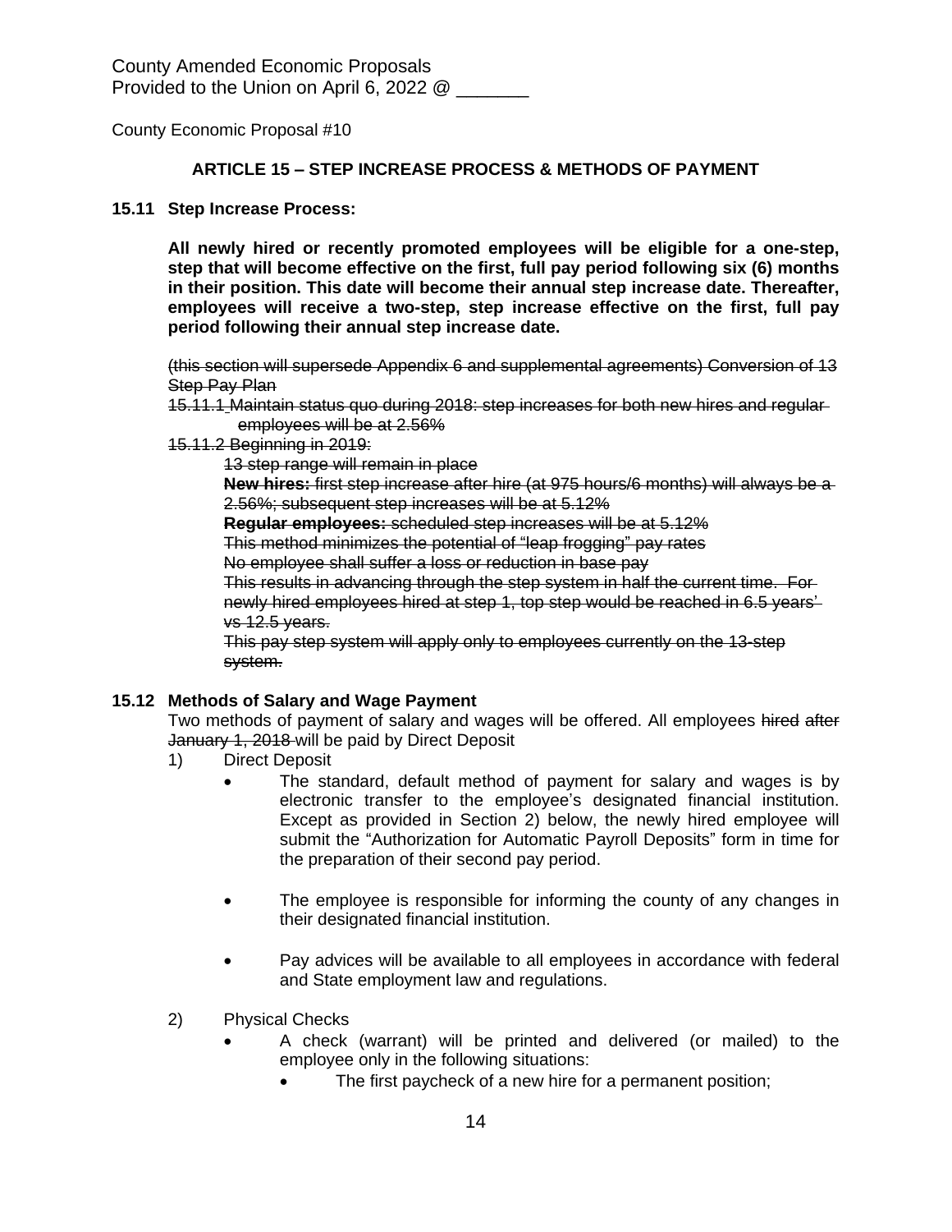County Amended Economic Proposals
Provided to the Union on April 6, 2022 @ _______

County Economic Proposal #10

## ARTICLE 15 – STEP INCREASE PROCESS & METHODS OF PAYMENT

### 15.11 Step Increase Process:

**All newly hired or recently promoted employees will be eligible for a one-step, step that will become effective on the first, full pay period following six (6) months in their position. This date will become their annual step increase date. Thereafter, employees will receive a two-step, step increase effective on the first, full pay period following their annual step increase date.**

~~(this section will supersede Appendix 6 and supplemental agreements) Conversion of 13 Step Pay Plan~~

~~15.11.1 Maintain status quo during 2018: step increases for both new hires and regular employees will be at 2.56%~~

~~15.11.2 Beginning in 2019:~~

~~13 step range will remain in place~~

~~**New hires:** first step increase after hire (at 975 hours/6 months) will always be a 2.56%; subsequent step increases will be at 5.12%~~

~~**Regular employees:** scheduled step increases will be at 5.12%~~

~~This method minimizes the potential of "leap frogging" pay rates~~

~~No employee shall suffer a loss or reduction in base pay~~

~~This results in advancing through the step system in half the current time. For newly hired employees hired at step 1, top step would be reached in 6.5 years' vs 12.5 years.~~

~~This pay step system will apply only to employees currently on the 13-step system.~~

### 15.12 Methods of Salary and Wage Payment

Two methods of payment of salary and wages will be offered. All employees ~~hired after January 1, 2018~~ will be paid by Direct Deposit

1) Direct Deposit
   - The standard, default method of payment for salary and wages is by electronic transfer to the employee's designated financial institution. Except as provided in Section 2) below, the newly hired employee will submit the "Authorization for Automatic Payroll Deposits" form in time for the preparation of their second pay period.
   - The employee is responsible for informing the county of any changes in their designated financial institution.
   - Pay advices will be available to all employees in accordance with federal and State employment law and regulations.

2) Physical Checks
   - A check (warrant) will be printed and delivered (or mailed) to the employee only in the following situations:
     - The first paycheck of a new hire for a permanent position;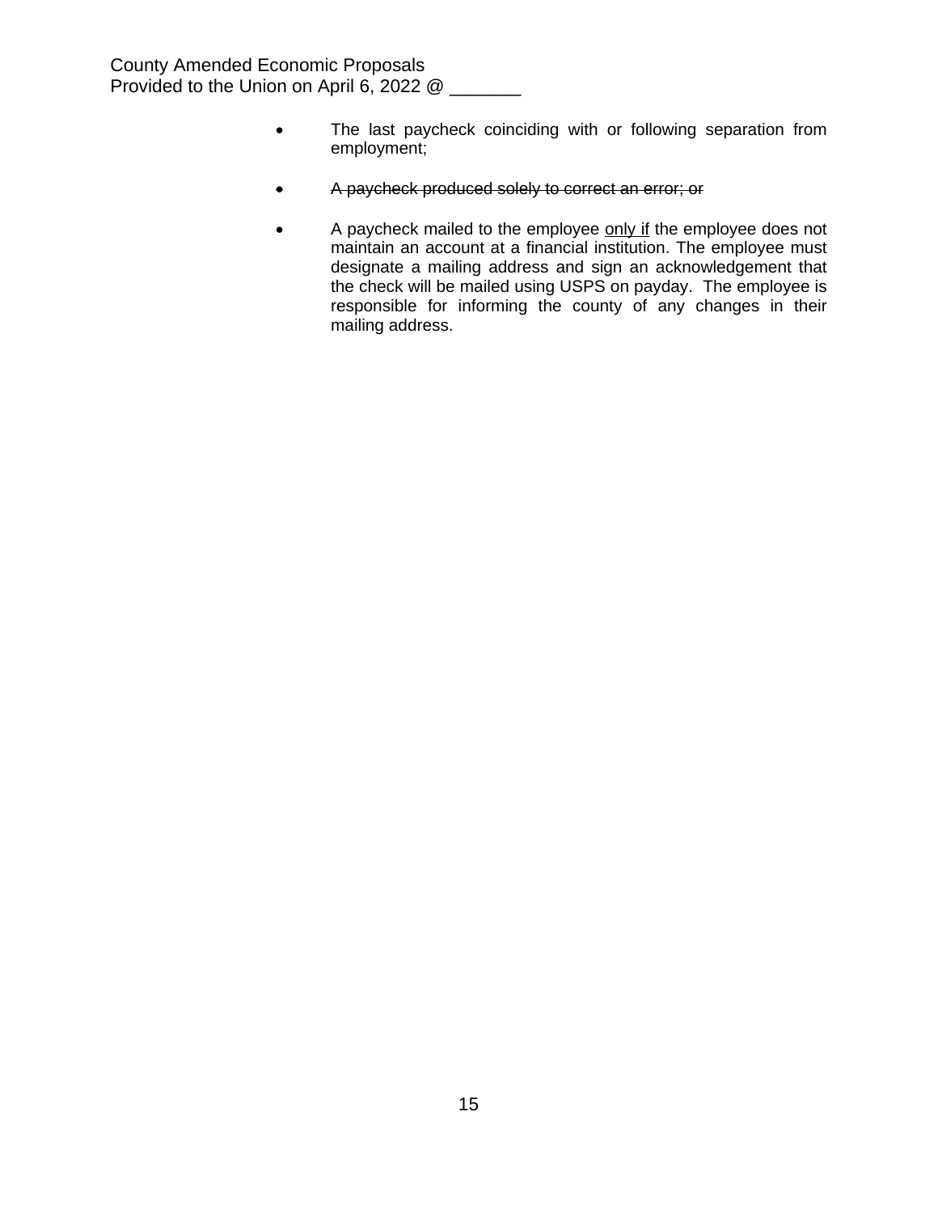- The last paycheck coinciding with or following separation from employment;

- ~~A paycheck produced solely to correct an error; or~~

- A paycheck mailed to the employee <u>only if</u> the employee does not maintain an account at a financial institution. The employee must designate a mailing address and sign an acknowledgement that the check will be mailed using USPS on payday. The employee is responsible for informing the county of any changes in their mailing address.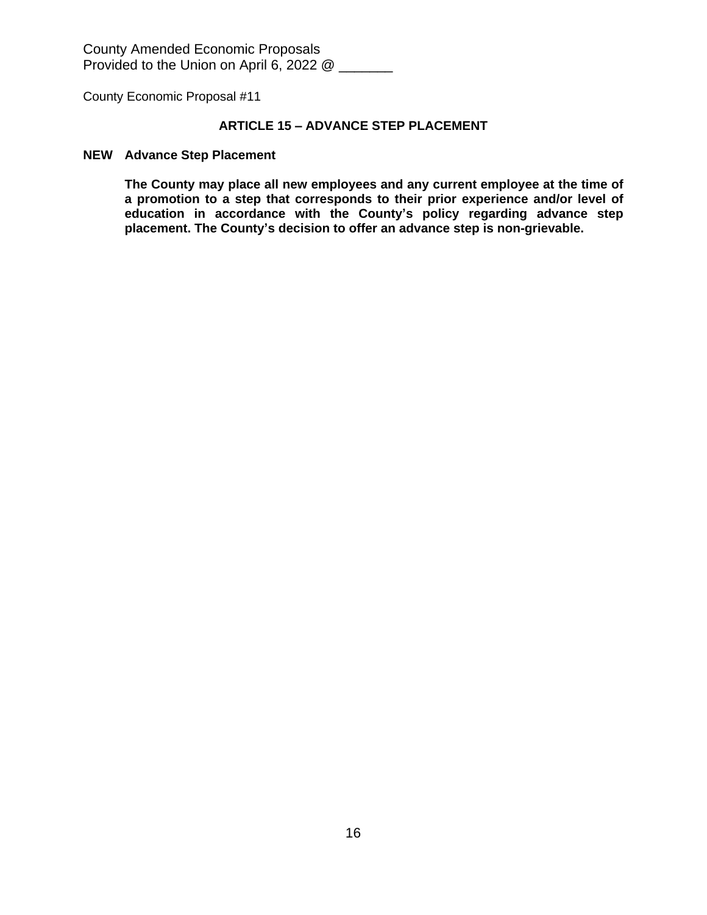County Amended Economic Proposals
Provided to the Union on April 6, 2022 @ _______

County Economic Proposal #11

### ARTICLE 15 – ADVANCE STEP PLACEMENT

**NEW Advance Step Placement**

**The County may place all new employees and any current employee at the time of a promotion to a step that corresponds to their prior experience and/or level of education in accordance with the County's policy regarding advance step placement. The County's decision to offer an advance step is non-grievable.**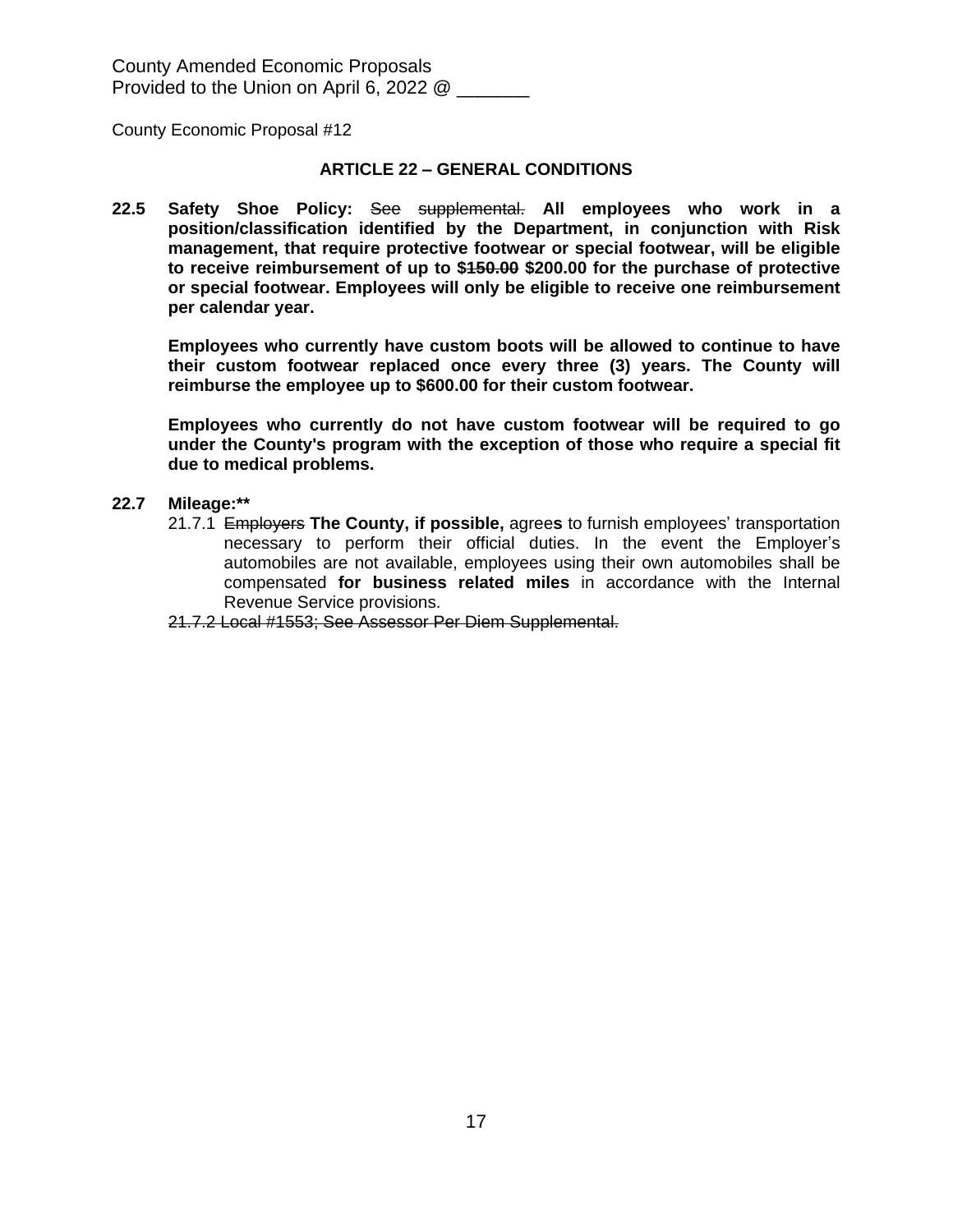County Amended Economic Proposals
Provided to the Union on April 6, 2022 @ _______

County Economic Proposal #12

### ARTICLE 22 – GENERAL CONDITIONS

**22.5 Safety Shoe Policy:** ~~See supplemental.~~ **All employees who work in a position/classification identified by the Department, in conjunction with Risk management, that require protective footwear or special footwear, will be eligible to receive reimbursement of up to $~~150.00~~ $200.00 for the purchase of protective or special footwear. Employees will only be eligible to receive one reimbursement per calendar year.**

**Employees who currently have custom boots will be allowed to continue to have their custom footwear replaced once every three (3) years. The County will reimburse the employee up to $600.00 for their custom footwear.**

**Employees who currently do not have custom footwear will be required to go under the County's program with the exception of those who require a special fit due to medical problems.**

**22.7 Mileage:****

21.7.1 ~~Employers~~ **The County, if possible,** agree**s** to furnish employees' transportation necessary to perform their official duties. In the event the Employer's automobiles are not available, employees using their own automobiles shall be compensated **for business related miles** in accordance with the Internal Revenue Service provisions.

~~21.7.2 Local #1553; See Assessor Per Diem Supplemental.~~